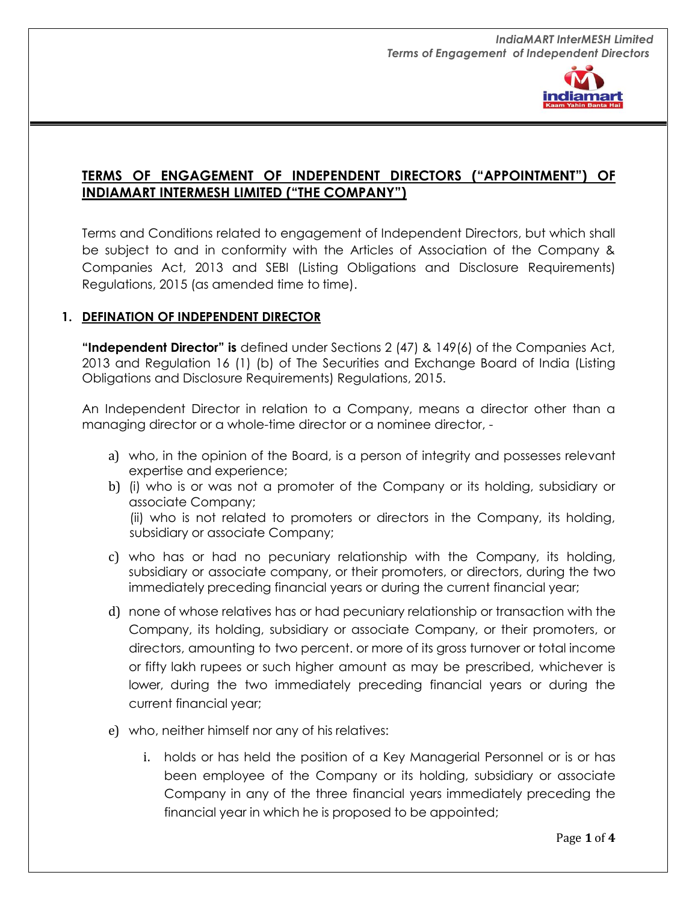## TERMS OF ENGAGEMENT OF INDEPENDENT DIRECTORS ("APPOINTMENT") OF INDIAMART INTERMESH LIMITED ("THE COMPANY")

Terms and Conditions related to engagement of Independent Directors, but which shall be subject to and in conformity with the Articles of Association of the Company & Companies Act, 2013 and SEBI (Listing Obligations and Disclosure Requirements) Regulations, 2015 (as amended time to time).

### 1. DEFINATION OF INDEPENDENT DIRECTOR

**"Independent Director" is** defined under Sections 2 (47) & 149(6) of the Companies Act, 2013 and Regulation 16 (1) (b) of The Securities and Exchange Board of India (Listing Obligations and Disclosure Requirements) Regulations, 2015.

An Independent Director in relation to a Company, means a director other than a managing director or a whole-time director or a nominee director, -

a) who, in the opinion of the Board, is a person of integrity and possesses relevant expertise and experience;

b) (i) who is or was not a promoter of the Company or its holding, subsidiary or associate Company;
 (ii) who is not related to promoters or directors in the Company, its holding, subsidiary or associate Company;

c) who has or had no pecuniary relationship with the Company, its holding, subsidiary or associate company, or their promoters, or directors, during the two immediately preceding financial years or during the current financial year;

d) none of whose relatives has or had pecuniary relationship or transaction with the Company, its holding, subsidiary or associate Company, or their promoters, or directors, amounting to two percent. or more of its gross turnover or total income or fifty lakh rupees or such higher amount as may be prescribed, whichever is lower, during the two immediately preceding financial years or during the current financial year;

e) who, neither himself nor any of his relatives:

   i. holds or has held the position of a Key Managerial Personnel or is or has been employee of the Company or its holding, subsidiary or associate Company in any of the three financial years immediately preceding the financial year in which he is proposed to be appointed;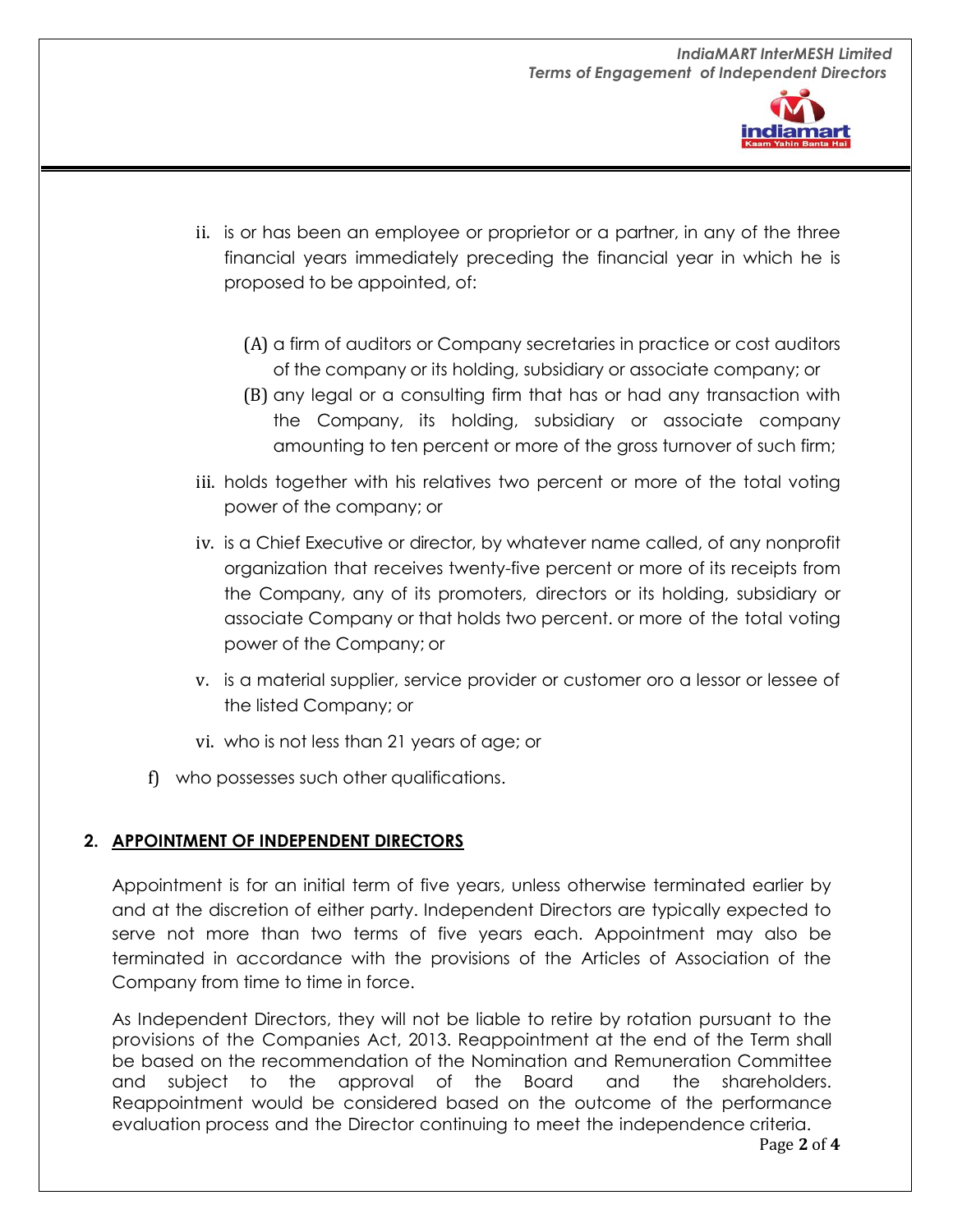ii. is or has been an employee or proprietor or a partner, in any of the three financial years immediately preceding the financial year in which he is proposed to be appointed, of:

   (A) a firm of auditors or Company secretaries in practice or cost auditors of the company or its holding, subsidiary or associate company; or

   (B) any legal or a consulting firm that has or had any transaction with the Company, its holding, subsidiary or associate company amounting to ten percent or more of the gross turnover of such firm;

iii. holds together with his relatives two percent or more of the total voting power of the company; or

iv. is a Chief Executive or director, by whatever name called, of any nonprofit organization that receives twenty-five percent or more of its receipts from the Company, any of its promoters, directors or its holding, subsidiary or associate Company or that holds two percent. or more of the total voting power of the Company; or

v. is a material supplier, service provider or customer oro a lessor or lessee of the listed Company; or

vi. who is not less than 21 years of age; or

f) who possesses such other qualifications.

## 2. APPOINTMENT OF INDEPENDENT DIRECTORS

Appointment is for an initial term of five years, unless otherwise terminated earlier by and at the discretion of either party. Independent Directors are typically expected to serve not more than two terms of five years each. Appointment may also be terminated in accordance with the provisions of the Articles of Association of the Company from time to time in force.

As Independent Directors, they will not be liable to retire by rotation pursuant to the provisions of the Companies Act, 2013. Reappointment at the end of the Term shall be based on the recommendation of the Nomination and Remuneration Committee and subject to the approval of the Board and the shareholders. Reappointment would be considered based on the outcome of the performance evaluation process and the Director continuing to meet the independence criteria.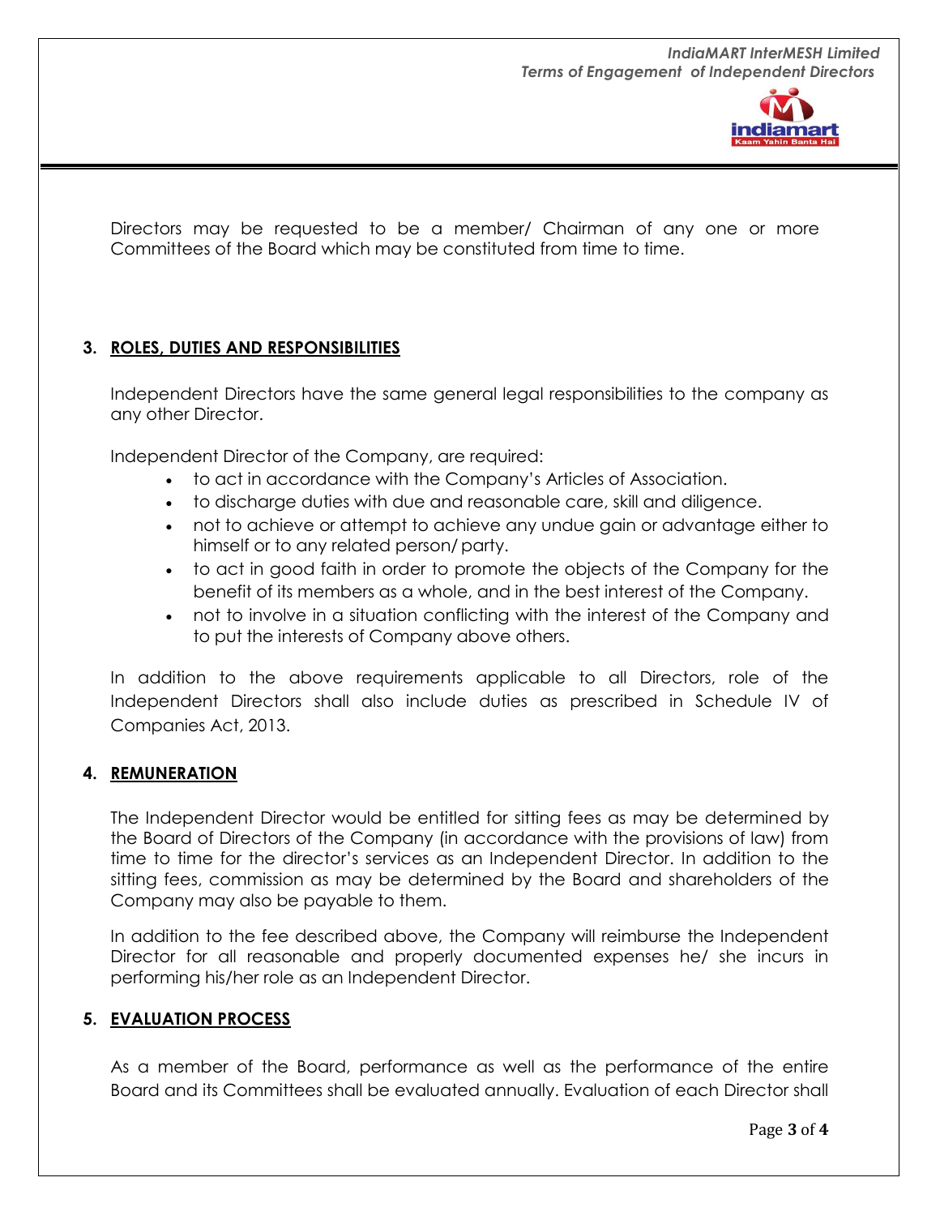Directors may be requested to be a member/ Chairman of any one or more Committees of the Board which may be constituted from time to time.

## 3. ROLES, DUTIES AND RESPONSIBILITIES

Independent Directors have the same general legal responsibilities to the company as any other Director.

Independent Director of the Company, are required:

- to act in accordance with the Company's Articles of Association.
- to discharge duties with due and reasonable care, skill and diligence.
- not to achieve or attempt to achieve any undue gain or advantage either to himself or to any related person/ party.
- to act in good faith in order to promote the objects of the Company for the benefit of its members as a whole, and in the best interest of the Company.
- not to involve in a situation conflicting with the interest of the Company and to put the interests of Company above others.

In addition to the above requirements applicable to all Directors, role of the Independent Directors shall also include duties as prescribed in Schedule IV of Companies Act, 2013.

## 4. REMUNERATION

The Independent Director would be entitled for sitting fees as may be determined by the Board of Directors of the Company (in accordance with the provisions of law) from time to time for the director's services as an Independent Director. In addition to the sitting fees, commission as may be determined by the Board and shareholders of the Company may also be payable to them.

In addition to the fee described above, the Company will reimburse the Independent Director for all reasonable and properly documented expenses he/ she incurs in performing his/her role as an Independent Director.

## 5. EVALUATION PROCESS

As a member of the Board, performance as well as the performance of the entire Board and its Committees shall be evaluated annually. Evaluation of each Director shall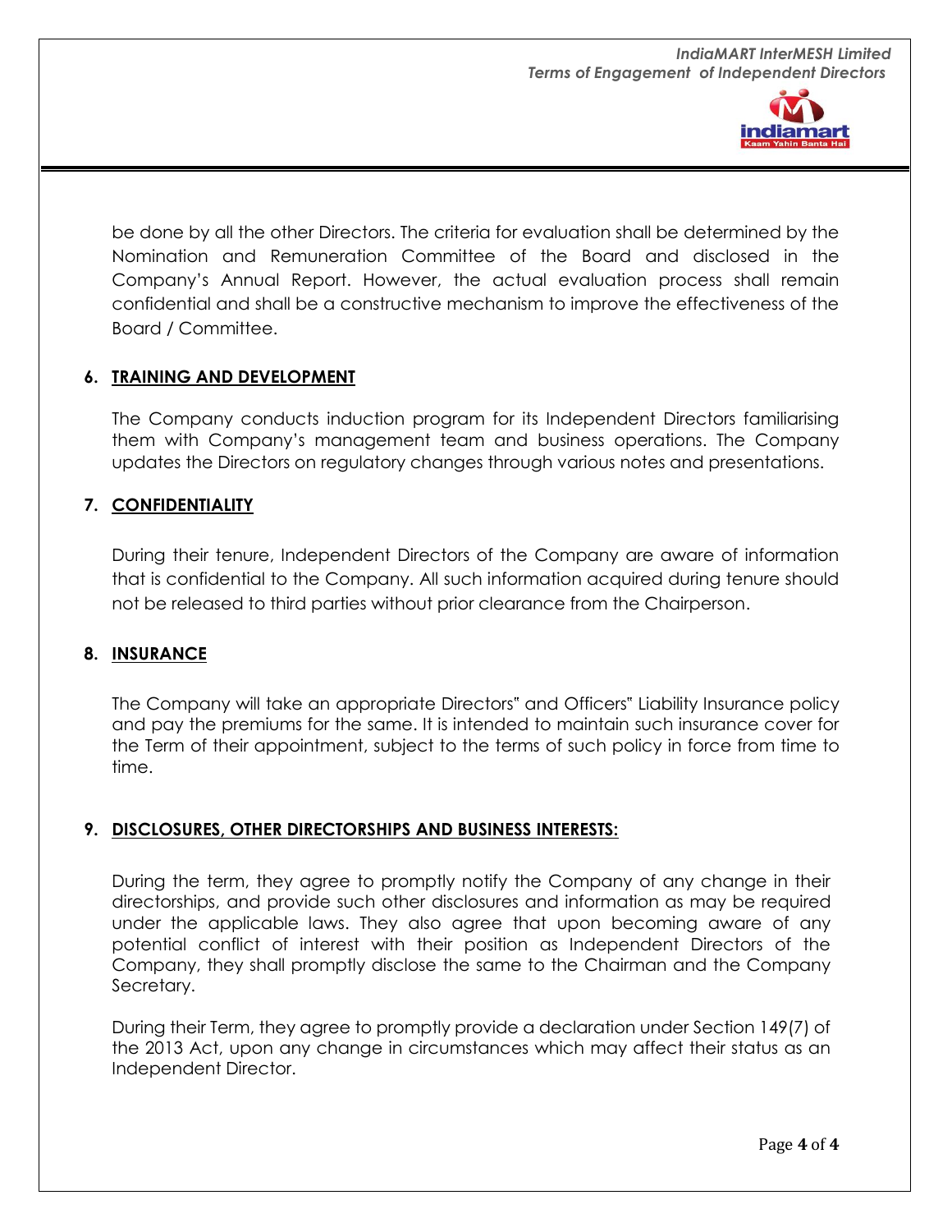be done by all the other Directors. The criteria for evaluation shall be determined by the Nomination and Remuneration Committee of the Board and disclosed in the Company's Annual Report. However, the actual evaluation process shall remain confidential and shall be a constructive mechanism to improve the effectiveness of the Board / Committee.

## 6. TRAINING AND DEVELOPMENT

The Company conducts induction program for its Independent Directors familiarising them with Company's management team and business operations. The Company updates the Directors on regulatory changes through various notes and presentations.

## 7. CONFIDENTIALITY

During their tenure, Independent Directors of the Company are aware of information that is confidential to the Company. All such information acquired during tenure should not be released to third parties without prior clearance from the Chairperson.

## 8. INSURANCE

The Company will take an appropriate Directors" and Officers" Liability Insurance policy and pay the premiums for the same. It is intended to maintain such insurance cover for the Term of their appointment, subject to the terms of such policy in force from time to time.

## 9. DISCLOSURES, OTHER DIRECTORSHIPS AND BUSINESS INTERESTS:

During the term, they agree to promptly notify the Company of any change in their directorships, and provide such other disclosures and information as may be required under the applicable laws. They also agree that upon becoming aware of any potential conflict of interest with their position as Independent Directors of the Company, they shall promptly disclose the same to the Chairman and the Company Secretary.

During their Term, they agree to promptly provide a declaration under Section 149(7) of the 2013 Act, upon any change in circumstances which may affect their status as an Independent Director.